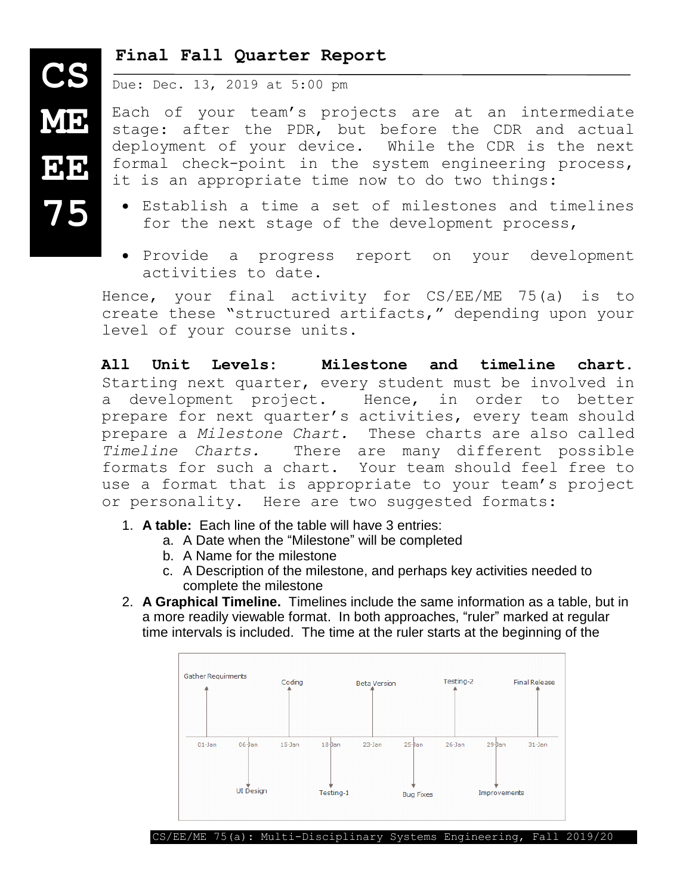# Final Fall Quarter Report

Due: Dec. 13, 2019 at 5:00 pm

Each of your team's projects are at an intermediate stage: after the PDR, but before the CDR and actual deployment of your device. While the CDR is the next formal check-point in the system engineering process, it is an appropriate time now to do two things:

- Establish a time a set of milestones and timelines for the next stage of the development process,
- Provide a progress report on your development activities to date.

Hence, your final activity for CS/EE/ME 75(a) is to create these "structured artifacts," depending upon your level of your course units.

**All Unit Levels: Milestone and timeline chart.** Starting next quarter, every student must be involved in a development project. Hence, in order to better prepare for next quarter's activities, every team should prepare a *Milestone Chart.* These charts are also called *Timeline Charts.* There are many different possible formats for such a chart. Your team should feel free to use a format that is appropriate to your team's project or personality. Here are two suggested formats:

1. **A table:** Each line of the table will have 3 entries:
   a. A Date when the "Milestone" will be completed
   b. A Name for the milestone
   c. A Description of the milestone, and perhaps key activities needed to complete the milestone
2. **A Graphical Timeline.** Timelines include the same information as a table, but in a more readily viewable format. In both approaches, "ruler" marked at regular time intervals is included. The time at the ruler starts at the beginning of the

Gather Requirments, Coding, Beta Version, Testing-2, Final Release

01-Jan, 06-Jan, 15-Jan, 18-Jan, 23-Jan, 25-Jan, 26-Jan, 29-Jan, 31-Jan

UI Design, Testing-1, Bug Fixes, Improvements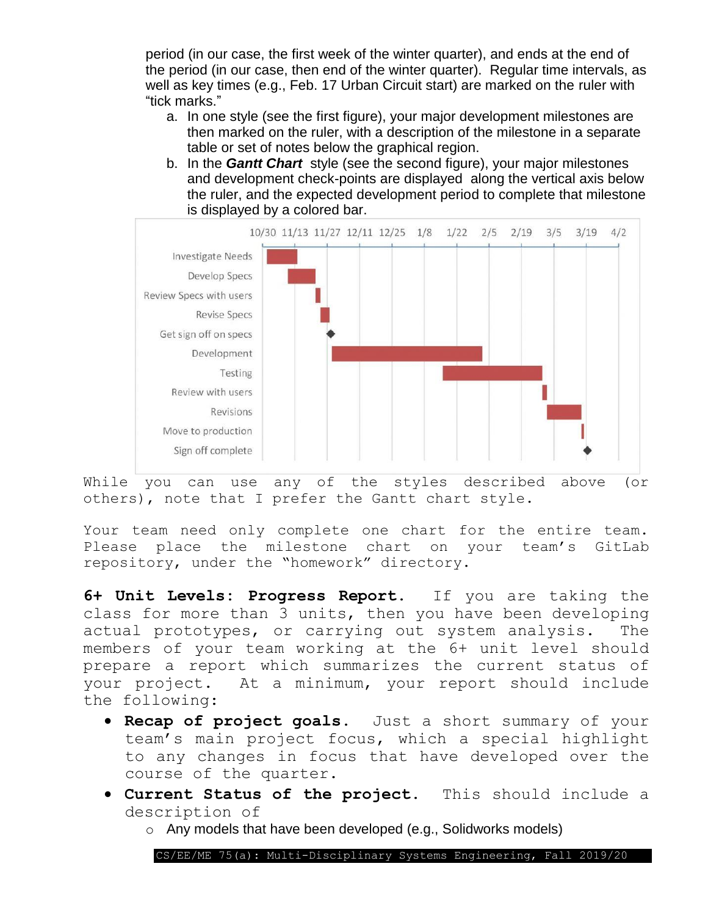period (in our case, the first week of the winter quarter), and ends at the end of the period (in our case, then end of the winter quarter). Regular time intervals, as well as key times (e.g., Feb. 17 Urban Circuit start) are marked on the ruler with "tick marks."

a. In one style (see the first figure), your major development milestones are then marked on the ruler, with a description of the milestone in a separate table or set of notes below the graphical region.
b. In the ***Gantt Chart*** style (see the second figure), your major milestones and development check-points are displayed along the vertical axis below the ruler, and the expected development period to complete that milestone is displayed by a colored bar.

While you can use any of the styles described above (or others), note that I prefer the Gantt chart style.

Your team need only complete one chart for the entire team. Please place the milestone chart on your team's GitLab repository, under the "homework" directory.

**6+ Unit Levels: Progress Report.** If you are taking the class for more than 3 units, then you have been developing actual prototypes, or carrying out system analysis. The members of your team working at the 6+ unit level should prepare a report which summarizes the current status of your project. At a minimum, your report should include the following:

- **Recap of project goals.** Just a short summary of your team's main project focus, which a special highlight to any changes in focus that have developed over the course of the quarter.
- **Current Status of the project.** This should include a description of
  - Any models that have been developed (e.g., Solidworks models)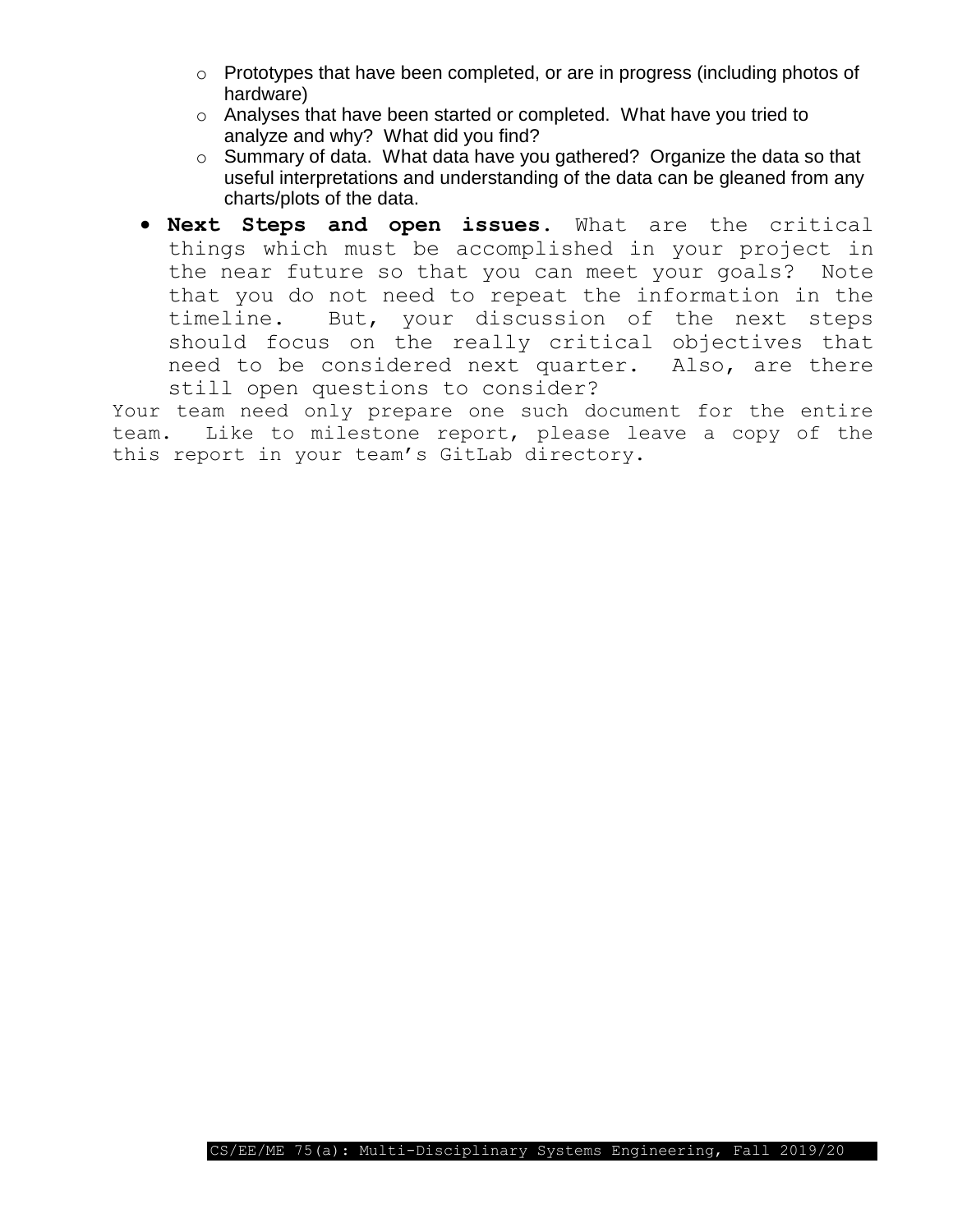- Prototypes that have been completed, or are in progress (including photos of hardware)
    - Analyses that have been started or completed. What have you tried to analyze and why? What did you find?
    - Summary of data. What data have you gathered? Organize the data so that useful interpretations and understanding of the data can be gleaned from any charts/plots of the data.
- **Next Steps and open issues.** What are the critical things which must be accomplished in your project in the near future so that you can meet your goals? Note that you do not need to repeat the information in the timeline. But, your discussion of the next steps should focus on the really critical objectives that need to be considered next quarter. Also, are there still open questions to consider?

Your team need only prepare one such document for the entire team. Like to milestone report, please leave a copy of the this report in your team's GitLab directory.